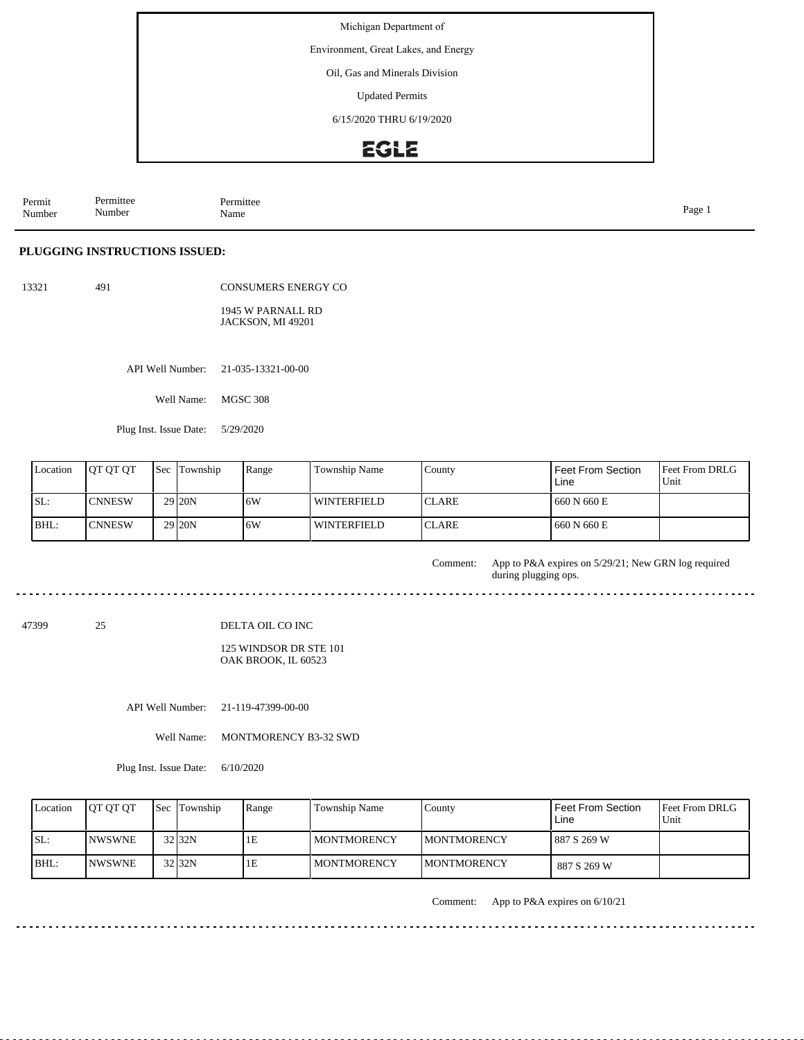Michigan Department of

Environment, Great Lakes, and Energy

Oil, Gas and Minerals Division

Updated Permits

6/15/2020 THRU 6/19/2020

EGLE

| Permit Number | Permittee Number | Permittee Name |
|---|---|---|

## PLUGGING INSTRUCTIONS ISSUED:

13321 491 CONSUMERS ENERGY CO

1945 W PARNALL RD
JACKSON, MI 49201

API Well Number: 21-035-13321-00-00

Well Name: MGSC 308

Plug Inst. Issue Date: 5/29/2020

| Location | QT QT QT | Sec | Township | Range | Township Name | County | Feet From Section Line | Feet From DRLG Unit |
|---|---|---|---|---|---|---|---|---|
| SL: | CNNESW | 29 | 20N | 6W | WINTERFIELD | CLARE | 660 N 660 E | |
| BHL: | CNNESW | 29 | 20N | 6W | WINTERFIELD | CLARE | 660 N 660 E | |

Comment: App to P&A expires on 5/29/21; New GRN log required during plugging ops.

---

47399 25 DELTA OIL CO INC

125 WINDSOR DR STE 101
OAK BROOK, IL 60523

API Well Number: 21-119-47399-00-00

Well Name: MONTMORENCY B3-32 SWD

Plug Inst. Issue Date: 6/10/2020

| Location | QT QT QT | Sec | Township | Range | Township Name | County | Feet From Section Line | Feet From DRLG Unit |
|---|---|---|---|---|---|---|---|---|
| SL: | NWSWNE | 32 | 32N | 1E | MONTMORENCY | MONTMORENCY | 887 S 269 W | |
| BHL: | NWSWNE | 32 | 32N | 1E | MONTMORENCY | MONTMORENCY | 887 S 269 W | |

Comment: App to P&A expires on 6/10/21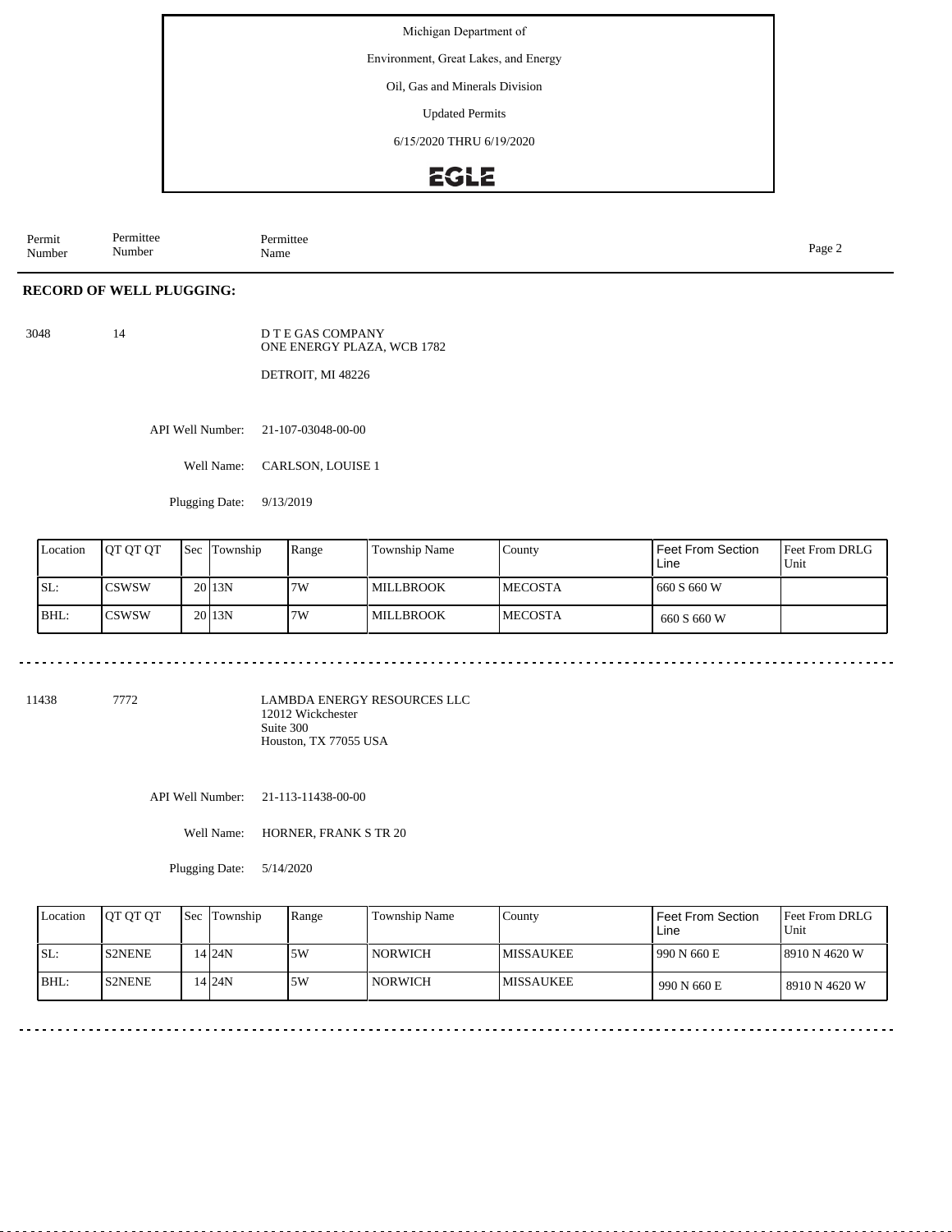Michigan Department of

Environment, Great Lakes, and Energy

Oil, Gas and Minerals Division

Updated Permits

6/15/2020 THRU 6/19/2020

EGLE

| Permit Number | Permittee Number | Permittee Name |
|---|---|---|

## RECORD OF WELL PLUGGING:

3048 14 D T E GAS COMPANY
ONE ENERGY PLAZA, WCB 1782

DETROIT, MI 48226

API Well Number: 21-107-03048-00-00

Well Name: CARLSON, LOUISE 1

Plugging Date: 9/13/2019

| Location | QT QT QT | Sec | Township | Range | Township Name | County | Feet From Section Line | Feet From DRLG Unit |
|---|---|---|---|---|---|---|---|---|
| SL: | CSWSW | 20 | 13N | 7W | MILLBROOK | MECOSTA | 660 S 660 W | |
| BHL: | CSWSW | 20 | 13N | 7W | MILLBROOK | MECOSTA | 660 S 660 W | |

---

11438 7772 LAMBDA ENERGY RESOURCES LLC
12012 Wickchester
Suite 300
Houston, TX 77055 USA

API Well Number: 21-113-11438-00-00

Well Name: HORNER, FRANK S TR 20

Plugging Date: 5/14/2020

| Location | QT QT QT | Sec | Township | Range | Township Name | County | Feet From Section Line | Feet From DRLG Unit |
|---|---|---|---|---|---|---|---|---|
| SL: | S2NENE | 14 | 24N | 5W | NORWICH | MISSAUKEE | 990 N 660 E | 8910 N 4620 W |
| BHL: | S2NENE | 14 | 24N | 5W | NORWICH | MISSAUKEE | 990 N 660 E | 8910 N 4620 W |

---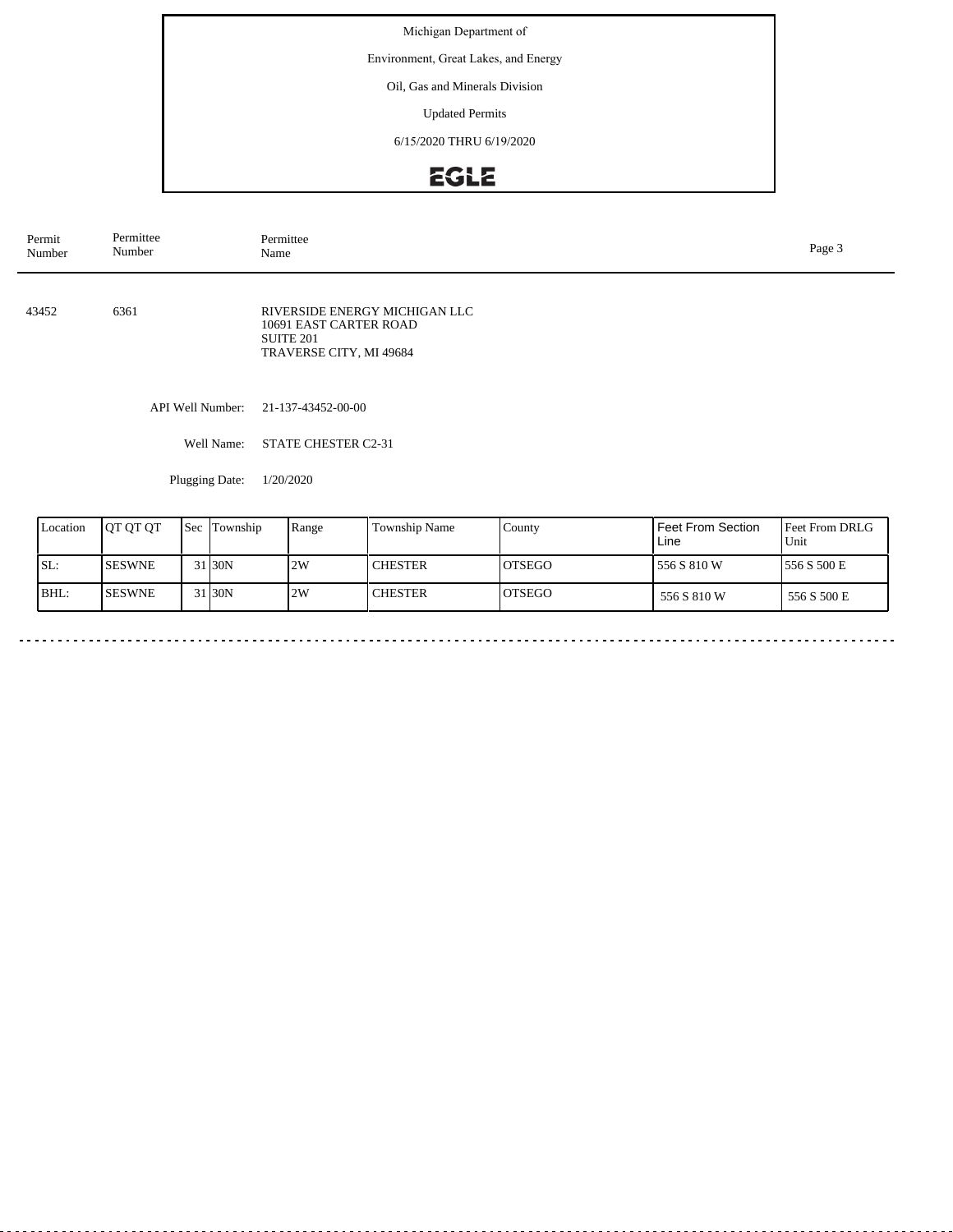Michigan Department of

Environment, Great Lakes, and Energy

Oil, Gas and Minerals Division

Updated Permits

6/15/2020 THRU 6/19/2020

EGLE

| Permit Number | Permittee Number | Permittee Name |
|---|---|---|
| 43452 | 6361 | RIVERSIDE ENERGY MICHIGAN LLC<br>10691 EAST CARTER ROAD<br>SUITE 201<br>TRAVERSE CITY, MI 49684 |

API Well Number: 21-137-43452-00-00

Well Name: STATE CHESTER C2-31

Plugging Date: 1/20/2020

| Location | QT QT QT | Sec | Township | Range | Township Name | County | Feet From Section Line | Feet From DRLG Unit |
|---|---|---|---|---|---|---|---|---|
| SL: | SESWNE | 31 | 30N | 2W | CHESTER | OTSEGO | 556 S 810 W | 556 S 500 E |
| BHL: | SESWNE | 31 | 30N | 2W | CHESTER | OTSEGO | 556 S 810 W | 556 S 500 E |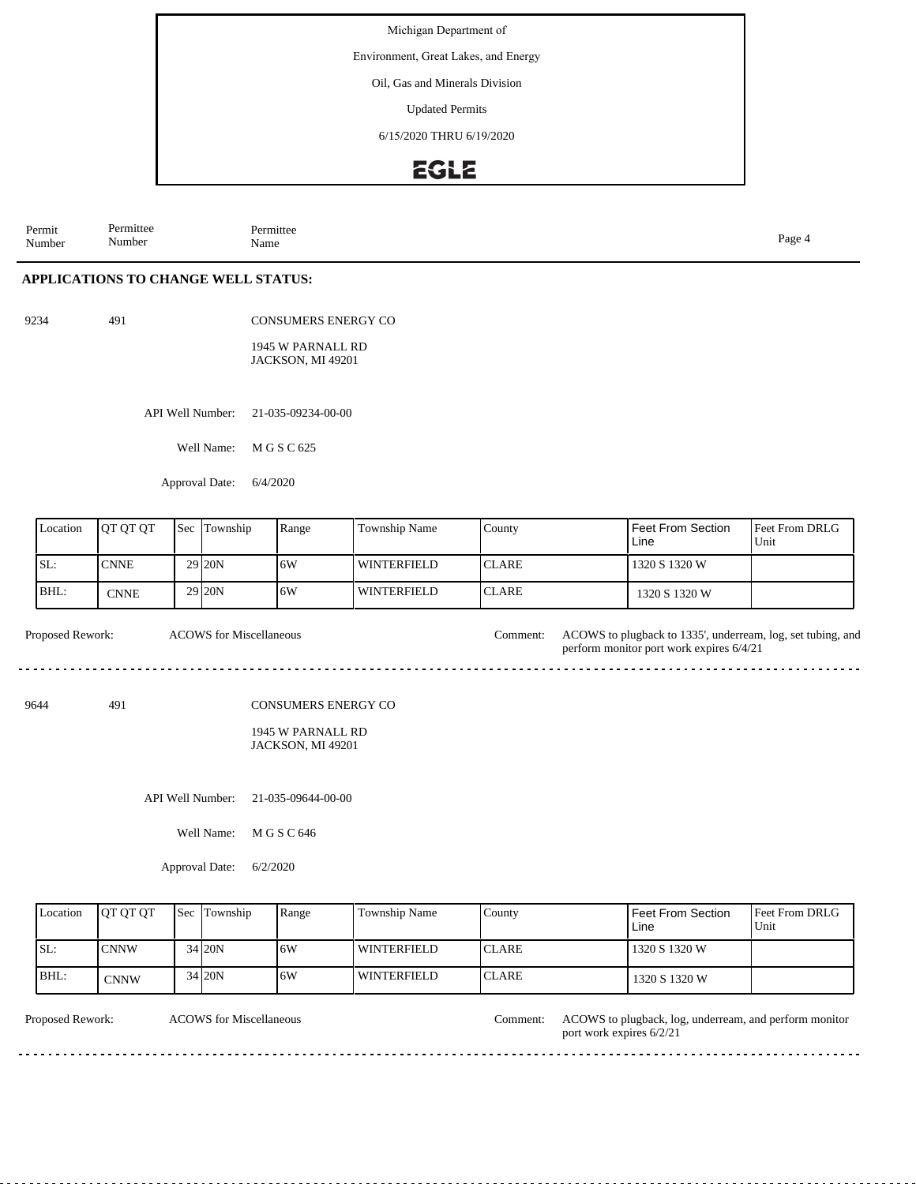Michigan Department of

Environment, Great Lakes, and Energy

Oil, Gas and Minerals Division

Updated Permits

6/15/2020 THRU 6/19/2020

EGLE

| Permit Number | Permittee Number | Permittee Name |
|---|---|---|

## APPLICATIONS TO CHANGE WELL STATUS:

9234 491 CONSUMERS ENERGY CO

1945 W PARNALL RD
JACKSON, MI 49201

API Well Number: 21-035-09234-00-00

Well Name: M G S C 625

Approval Date: 6/4/2020

| Location | QT QT QT | Sec | Township | Range | Township Name | County | Feet From Section Line | Feet From DRLG Unit |
|---|---|---|---|---|---|---|---|---|
| SL: | CNNE | 29 | 20N | 6W | WINTERFIELD | CLARE | 1320 S 1320 W | |
| BHL: | CNNE | 29 | 20N | 6W | WINTERFIELD | CLARE | 1320 S 1320 W | |

Proposed Rework: ACOWS for Miscellaneous

Comment: ACOWS to plugback to 1335', underream, log, set tubing, and perform monitor port work expires 6/4/21

---

9644 491 CONSUMERS ENERGY CO

1945 W PARNALL RD
JACKSON, MI 49201

API Well Number: 21-035-09644-00-00

Well Name: M G S C 646

Approval Date: 6/2/2020

| Location | QT QT QT | Sec | Township | Range | Township Name | County | Feet From Section Line | Feet From DRLG Unit |
|---|---|---|---|---|---|---|---|---|
| SL: | CNNW | 34 | 20N | 6W | WINTERFIELD | CLARE | 1320 S 1320 W | |
| BHL: | CNNW | 34 | 20N | 6W | WINTERFIELD | CLARE | 1320 S 1320 W | |

Proposed Rework: ACOWS for Miscellaneous

Comment: ACOWS to plugback, log, underream, and perform monitor port work expires 6/2/21

---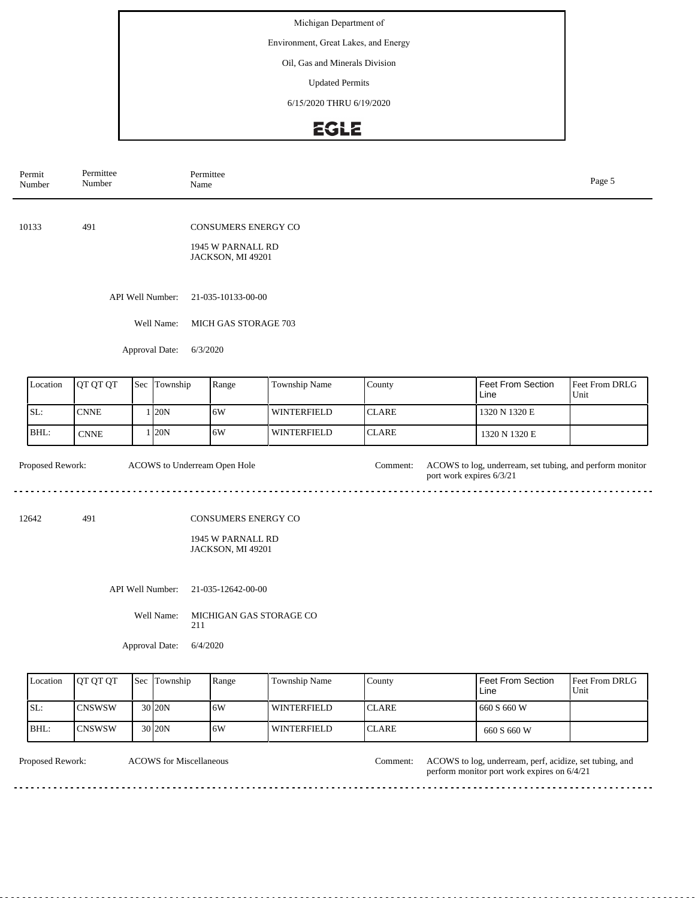Michigan Department of

Environment, Great Lakes, and Energy

Oil, Gas and Minerals Division

Updated Permits

6/15/2020 THRU 6/19/2020

EGLE

| Permit Number | Permittee Number | Permittee Name |
|---|---|---|

---

**10133** 491 CONSUMERS ENERGY CO

1945 W PARNALL RD
JACKSON, MI 49201

API Well Number: 21-035-10133-00-00

Well Name: MICH GAS STORAGE 703

Approval Date: 6/3/2020

| Location | QT QT QT | Sec | Township | Range | Township Name | County | Feet From Section Line | Feet From DRLG Unit |
|---|---|---|---|---|---|---|---|---|
| SL: | CNNE | 1 | 20N | 6W | WINTERFIELD | CLARE | 1320 N 1320 E | |
| BHL: | CNNE | 1 | 20N | 6W | WINTERFIELD | CLARE | 1320 N 1320 E | |

Proposed Rework: ACOWS to Underream Open Hole

Comment: ACOWS to log, underream, set tubing, and perform monitor port work expires 6/3/21

---

**12642** 491 CONSUMERS ENERGY CO

1945 W PARNALL RD
JACKSON, MI 49201

API Well Number: 21-035-12642-00-00

Well Name: MICHIGAN GAS STORAGE CO 211

Approval Date: 6/4/2020

| Location | QT QT QT | Sec | Township | Range | Township Name | County | Feet From Section Line | Feet From DRLG Unit |
|---|---|---|---|---|---|---|---|---|
| SL: | CNSWSW | 30 | 20N | 6W | WINTERFIELD | CLARE | 660 S 660 W | |
| BHL: | CNSWSW | 30 | 20N | 6W | WINTERFIELD | CLARE | 660 S 660 W | |

Proposed Rework: ACOWS for Miscellaneous

Comment: ACOWS to log, underream, perf, acidize, set tubing, and perform monitor port work expires on 6/4/21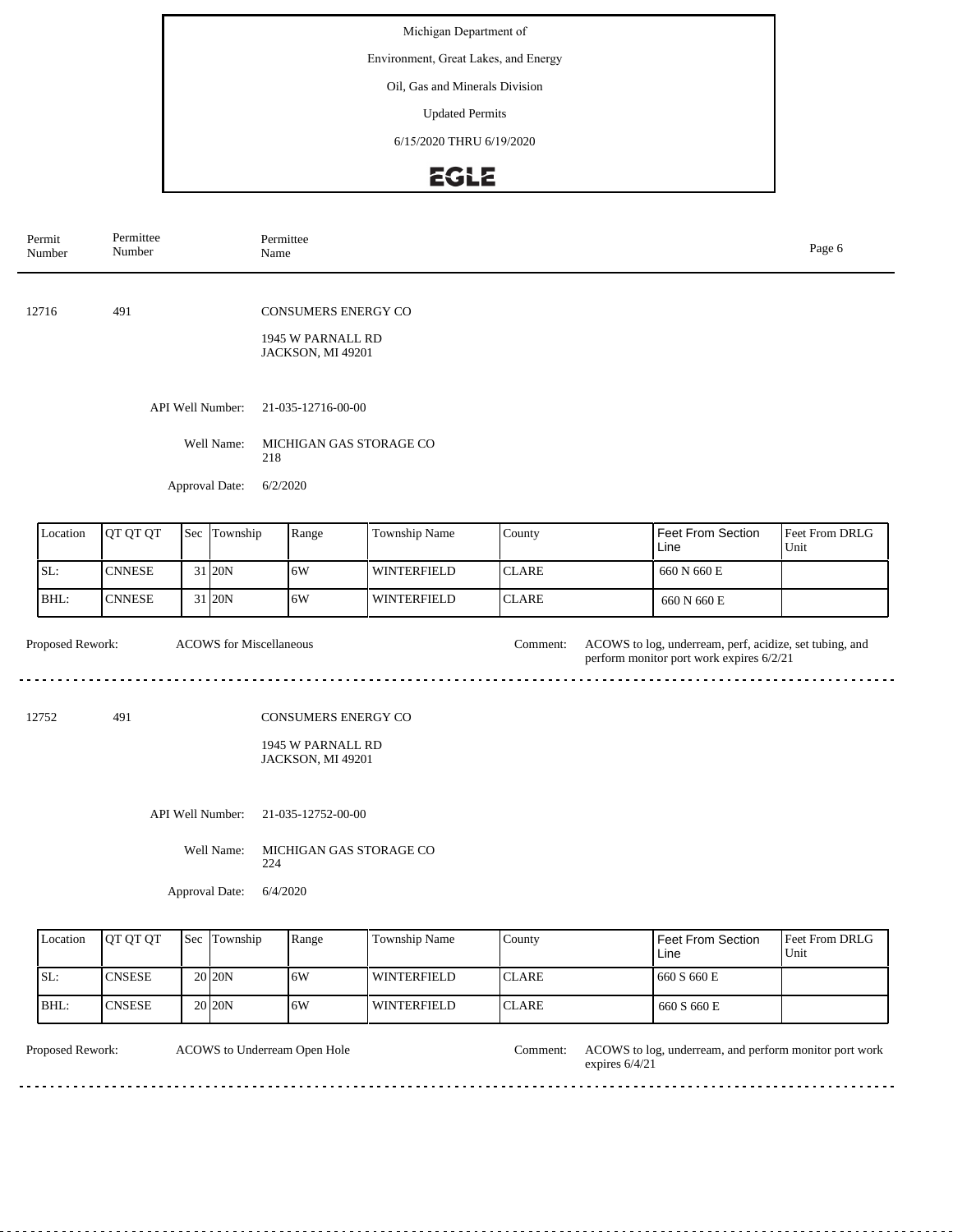Michigan Department of

Environment, Great Lakes, and Energy

Oil, Gas and Minerals Division

Updated Permits

6/15/2020 THRU 6/19/2020

EGLE

| Permit Number | Permittee Number | Permittee Name |
|---|---|---|

12716 491 CONSUMERS ENERGY CO

1945 W PARNALL RD
JACKSON, MI 49201

API Well Number: 21-035-12716-00-00

Well Name: MICHIGAN GAS STORAGE CO 218

Approval Date: 6/2/2020

| Location | QT QT QT | Sec | Township | Range | Township Name | County | Feet From Section Line | Feet From DRLG Unit |
|---|---|---|---|---|---|---|---|---|
| SL: | CNNESE | 31 | 20N | 6W | WINTERFIELD | CLARE | 660 N 660 E | |
| BHL: | CNNESE | 31 | 20N | 6W | WINTERFIELD | CLARE | 660 N 660 E | |

Proposed Rework: ACOWS for Miscellaneous

Comment: ACOWS to log, underream, perf, acidize, set tubing, and perform monitor port work expires 6/2/21

---

12752 491 CONSUMERS ENERGY CO

1945 W PARNALL RD
JACKSON, MI 49201

API Well Number: 21-035-12752-00-00

Well Name: MICHIGAN GAS STORAGE CO 224

Approval Date: 6/4/2020

| Location | QT QT QT | Sec | Township | Range | Township Name | County | Feet From Section Line | Feet From DRLG Unit |
|---|---|---|---|---|---|---|---|---|
| SL: | CNSESE | 20 | 20N | 6W | WINTERFIELD | CLARE | 660 S 660 E | |
| BHL: | CNSESE | 20 | 20N | 6W | WINTERFIELD | CLARE | 660 S 660 E | |

Proposed Rework: ACOWS to Underream Open Hole

Comment: ACOWS to log, underream, and perform monitor port work expires 6/4/21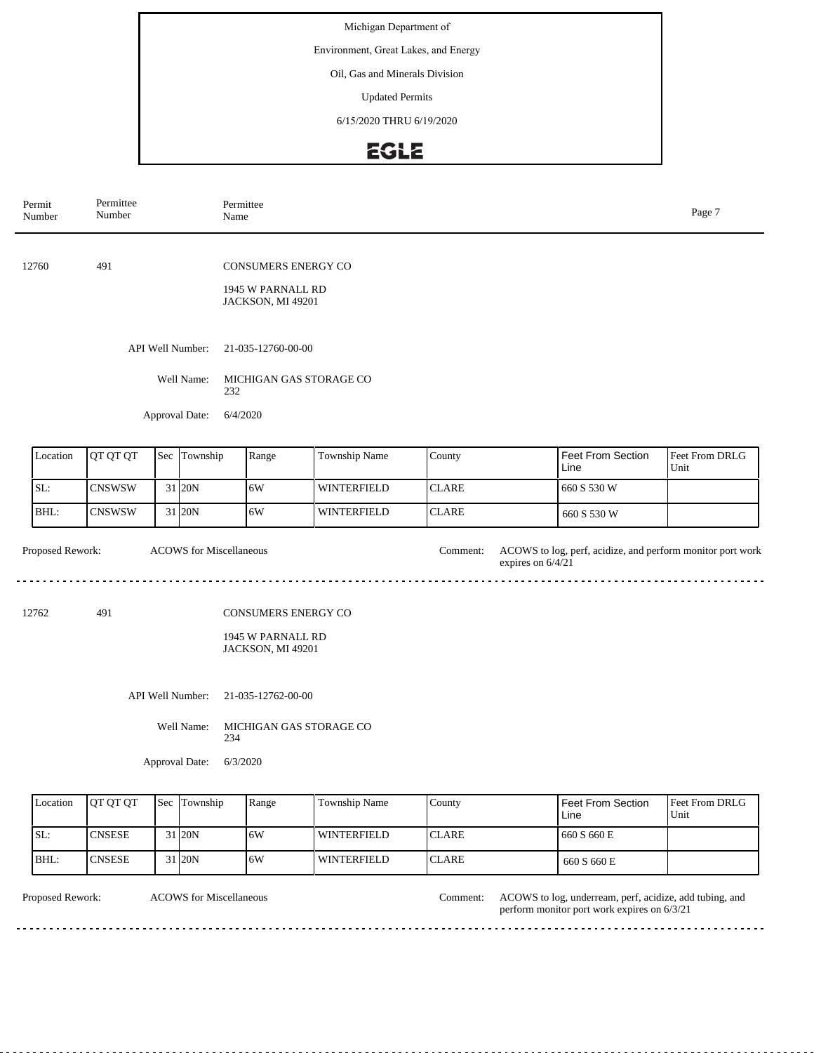Michigan Department of

Environment, Great Lakes, and Energy

Oil, Gas and Minerals Division

Updated Permits

6/15/2020 THRU 6/19/2020

EGLE

| Permit Number | Permittee Number | Permittee Name |
|---|---|---|

12760 491 CONSUMERS ENERGY CO

1945 W PARNALL RD
JACKSON, MI 49201

API Well Number: 21-035-12760-00-00

Well Name: MICHIGAN GAS STORAGE CO 232

Approval Date: 6/4/2020

| Location | QT QT QT | Sec | Township | Range | Township Name | County | Feet From Section Line | Feet From DRLG Unit |
|---|---|---|---|---|---|---|---|---|
| SL: | CNSWSW | 31 | 20N | 6W | WINTERFIELD | CLARE | 660 S 530 W | |
| BHL: | CNSWSW | 31 | 20N | 6W | WINTERFIELD | CLARE | 660 S 530 W | |

Proposed Rework: ACOWS for Miscellaneous

Comment: ACOWS to log, perf, acidize, and perform monitor port work expires on 6/4/21

---

12762 491 CONSUMERS ENERGY CO

1945 W PARNALL RD
JACKSON, MI 49201

API Well Number: 21-035-12762-00-00

Well Name: MICHIGAN GAS STORAGE CO 234

Approval Date: 6/3/2020

| Location | QT QT QT | Sec | Township | Range | Township Name | County | Feet From Section Line | Feet From DRLG Unit |
|---|---|---|---|---|---|---|---|---|
| SL: | CNSESE | 31 | 20N | 6W | WINTERFIELD | CLARE | 660 S 660 E | |
| BHL: | CNSESE | 31 | 20N | 6W | WINTERFIELD | CLARE | 660 S 660 E | |

Proposed Rework: ACOWS for Miscellaneous

Comment: ACOWS to log, underream, perf, acidize, add tubing, and perform monitor port work expires on 6/3/21

---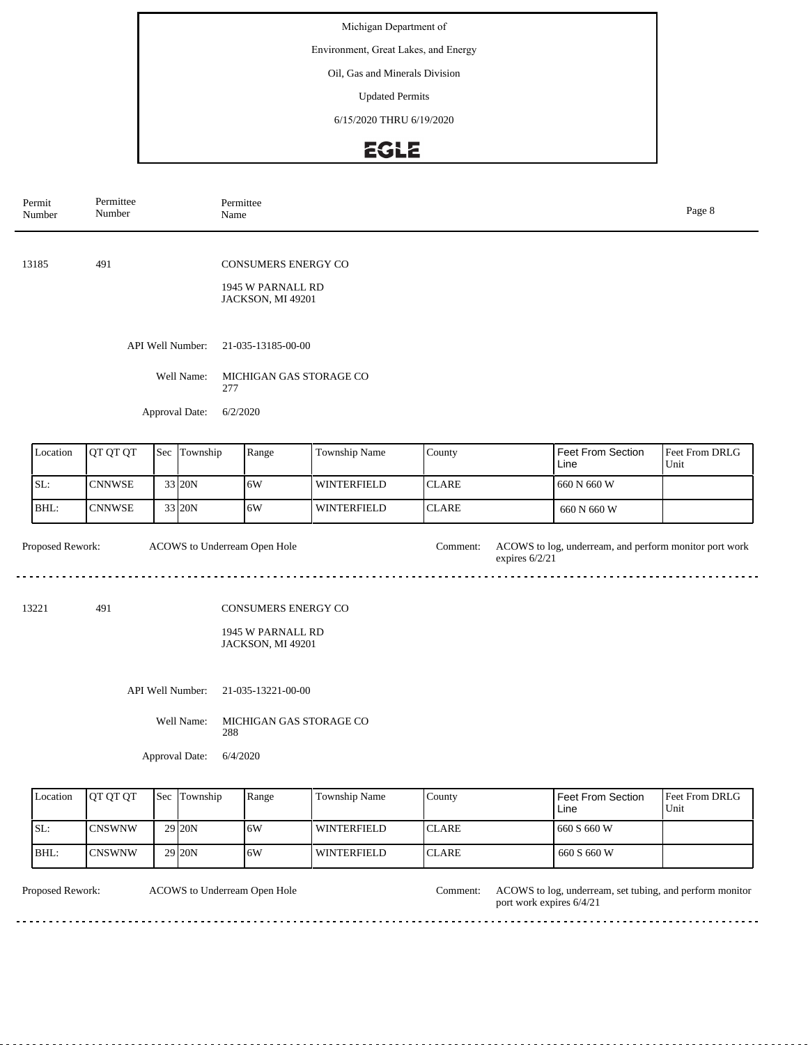Michigan Department of

Environment, Great Lakes, and Energy

Oil, Gas and Minerals Division

Updated Permits

6/15/2020 THRU 6/19/2020

EGLE

| Permit Number | Permittee Number | Permittee Name |
|---|---|---|

---

**13185** | **491** | **CONSUMERS ENERGY CO**

1945 W PARNALL RD
JACKSON, MI 49201

API Well Number: 21-035-13185-00-00

Well Name: MICHIGAN GAS STORAGE CO 277

Approval Date: 6/2/2020

| Location | QT QT QT | Sec | Township | Range | Township Name | County | Feet From Section Line | Feet From DRLG Unit |
|---|---|---|---|---|---|---|---|---|
| SL: | CNNWSE | 33 | 20N | 6W | WINTERFIELD | CLARE | 660 N 660 W | |
| BHL: | CNNWSE | 33 | 20N | 6W | WINTERFIELD | CLARE | 660 N 660 W | |

Proposed Rework: ACOWS to Underream Open Hole

Comment: ACOWS to log, underream, and perform monitor port work expires 6/2/21

---

**13221** | **491** | **CONSUMERS ENERGY CO**

1945 W PARNALL RD
JACKSON, MI 49201

API Well Number: 21-035-13221-00-00

Well Name: MICHIGAN GAS STORAGE CO 288

Approval Date: 6/4/2020

| Location | QT QT QT | Sec | Township | Range | Township Name | County | Feet From Section Line | Feet From DRLG Unit |
|---|---|---|---|---|---|---|---|---|
| SL: | CNSWNW | 29 | 20N | 6W | WINTERFIELD | CLARE | 660 S 660 W | |
| BHL: | CNSWNW | 29 | 20N | 6W | WINTERFIELD | CLARE | 660 S 660 W | |

Proposed Rework: ACOWS to Underream Open Hole

Comment: ACOWS to log, underream, set tubing, and perform monitor port work expires 6/4/21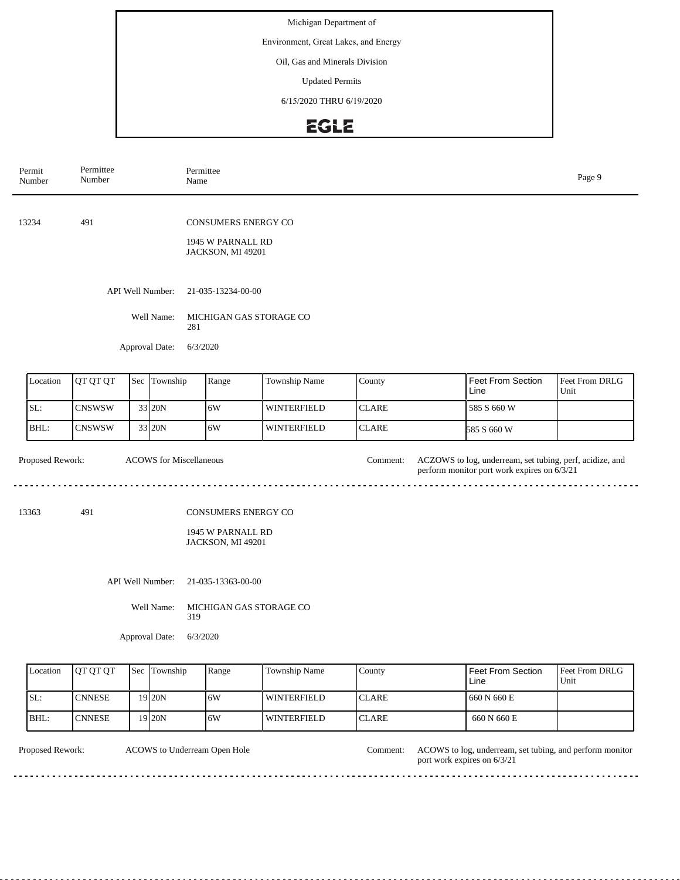Michigan Department of

Environment, Great Lakes, and Energy

Oil, Gas and Minerals Division

Updated Permits

6/15/2020 THRU 6/19/2020

EGLE

| Permit Number | Permittee Number | Permittee Name |
|---|---|---|

13234 491 CONSUMERS ENERGY CO

1945 W PARNALL RD
JACKSON, MI 49201

API Well Number: 21-035-13234-00-00

Well Name: MICHIGAN GAS STORAGE CO 281

Approval Date: 6/3/2020

| Location | QT QT QT | Sec | Township | Range | Township Name | County | Feet From Section Line | Feet From DRLG Unit |
|---|---|---|---|---|---|---|---|---|
| SL: | CNSWSW | 33 | 20N | 6W | WINTERFIELD | CLARE | 585 S 660 W | |
| BHL: | CNSWSW | 33 | 20N | 6W | WINTERFIELD | CLARE | 585 S 660 W | |

Proposed Rework: ACOWS for Miscellaneous

Comment: ACZOWS to log, underream, set tubing, perf, acidize, and perform monitor port work expires on 6/3/21

---

13363 491 CONSUMERS ENERGY CO

1945 W PARNALL RD
JACKSON, MI 49201

API Well Number: 21-035-13363-00-00

Well Name: MICHIGAN GAS STORAGE CO 319

Approval Date: 6/3/2020

| Location | QT QT QT | Sec | Township | Range | Township Name | County | Feet From Section Line | Feet From DRLG Unit |
|---|---|---|---|---|---|---|---|---|
| SL: | CNNESE | 19 | 20N | 6W | WINTERFIELD | CLARE | 660 N 660 E | |
| BHL: | CNNESE | 19 | 20N | 6W | WINTERFIELD | CLARE | 660 N 660 E | |

Proposed Rework: ACOWS to Underream Open Hole

Comment: ACOWS to log, underream, set tubing, and perform monitor port work expires on 6/3/21

---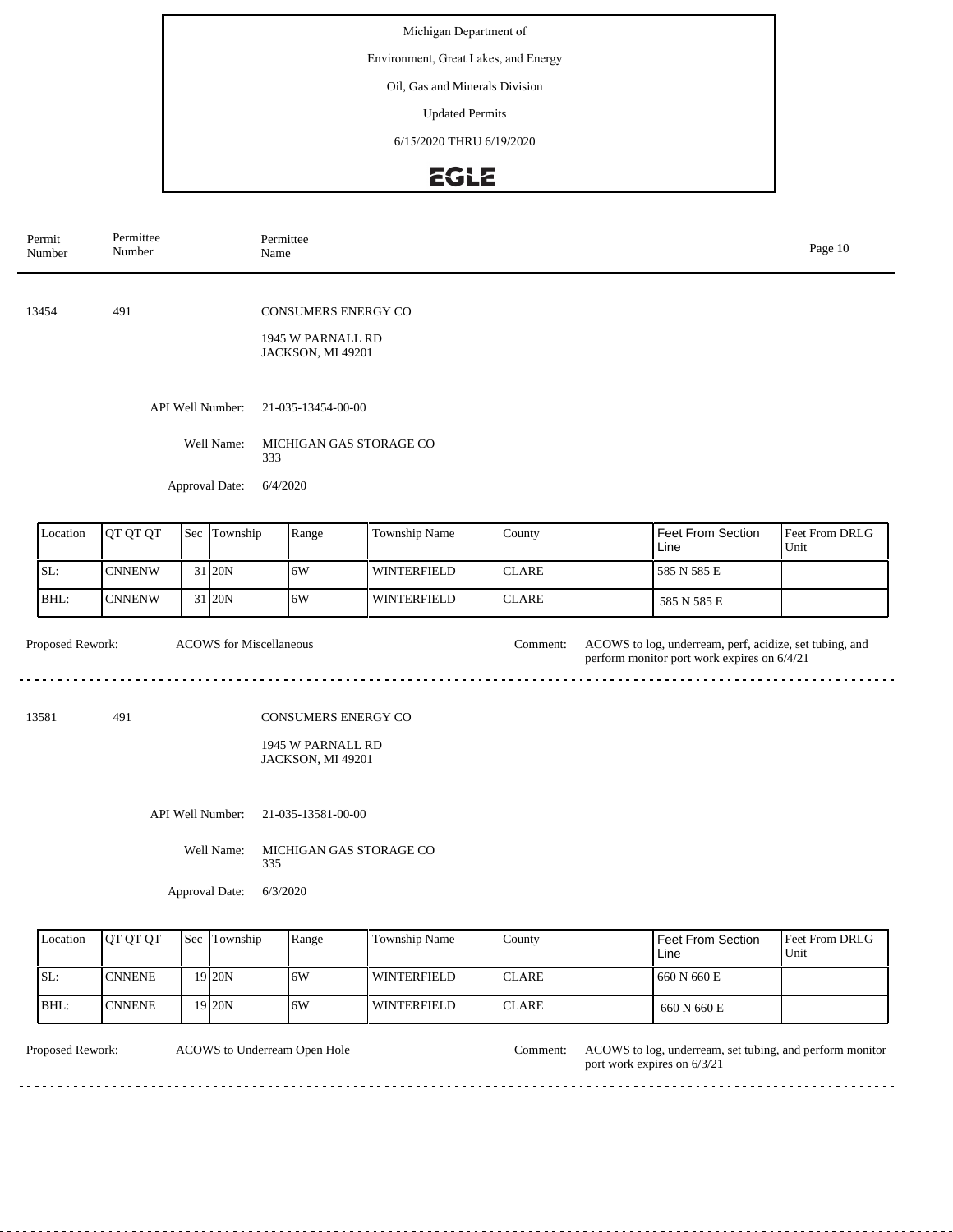Michigan Department of

Environment, Great Lakes, and Energy

Oil, Gas and Minerals Division

Updated Permits

6/15/2020 THRU 6/19/2020

EGLE

| Permit Number | Permittee Number | Permittee Name |
|---|---|---|

---

**13454** | **491** | **CONSUMERS ENERGY CO**

1945 W PARNALL RD
JACKSON, MI 49201

API Well Number: 21-035-13454-00-00

Well Name: MICHIGAN GAS STORAGE CO 333

Approval Date: 6/4/2020

| Location | QT QT QT | Sec | Township | Range | Township Name | County | Feet From Section Line | Feet From DRLG Unit |
|---|---|---|---|---|---|---|---|---|
| SL: | CNNENW | 31 | 20N | 6W | WINTERFIELD | CLARE | 585 N 585 E | |
| BHL: | CNNENW | 31 | 20N | 6W | WINTERFIELD | CLARE | 585 N 585 E | |

Proposed Rework: ACOWS for Miscellaneous

Comment: ACOWS to log, underream, perf, acidize, set tubing, and perform monitor port work expires on 6/4/21

---

**13581** | **491** | **CONSUMERS ENERGY CO**

1945 W PARNALL RD
JACKSON, MI 49201

API Well Number: 21-035-13581-00-00

Well Name: MICHIGAN GAS STORAGE CO 335

Approval Date: 6/3/2020

| Location | QT QT QT | Sec | Township | Range | Township Name | County | Feet From Section Line | Feet From DRLG Unit |
|---|---|---|---|---|---|---|---|---|
| SL: | CNNENE | 19 | 20N | 6W | WINTERFIELD | CLARE | 660 N 660 E | |
| BHL: | CNNENE | 19 | 20N | 6W | WINTERFIELD | CLARE | 660 N 660 E | |

Proposed Rework: ACOWS to Underream Open Hole

Comment: ACOWS to log, underream, set tubing, and perform monitor port work expires on 6/3/21

---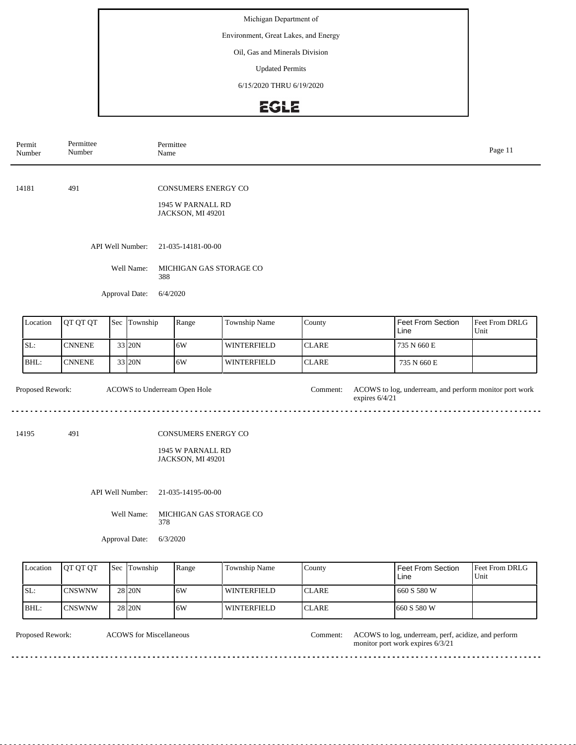Michigan Department of
Environment, Great Lakes, and Energy
Oil, Gas and Minerals Division
Updated Permits
6/15/2020 THRU 6/19/2020

EGLE

| Permit Number | Permittee Number | Permittee Name |
|---|---|---|

---

**14181** 491 CONSUMERS ENERGY CO

1945 W PARNALL RD
JACKSON, MI 49201

API Well Number: 21-035-14181-00-00

Well Name: MICHIGAN GAS STORAGE CO 388

Approval Date: 6/4/2020

| Location | QT QT QT | Sec | Township | Range | Township Name | County | Feet From Section Line | Feet From DRLG Unit |
|---|---|---|---|---|---|---|---|---|
| SL: | CNNENE | 33 | 20N | 6W | WINTERFIELD | CLARE | 735 N 660 E | |
| BHL: | CNNENE | 33 | 20N | 6W | WINTERFIELD | CLARE | 735 N 660 E | |

Proposed Rework: ACOWS to Underream Open Hole

Comment: ACOWS to log, underream, and perform monitor port work expires 6/4/21

---

**14195** 491 CONSUMERS ENERGY CO

1945 W PARNALL RD
JACKSON, MI 49201

API Well Number: 21-035-14195-00-00

Well Name: MICHIGAN GAS STORAGE CO 378

Approval Date: 6/3/2020

| Location | QT QT QT | Sec | Township | Range | Township Name | County | Feet From Section Line | Feet From DRLG Unit |
|---|---|---|---|---|---|---|---|---|
| SL: | CNSWNW | 28 | 20N | 6W | WINTERFIELD | CLARE | 660 S 580 W | |
| BHL: | CNSWNW | 28 | 20N | 6W | WINTERFIELD | CLARE | 660 S 580 W | |

Proposed Rework: ACOWS for Miscellaneous

Comment: ACOWS to log, underream, perf, acidize, and perform monitor port work expires 6/3/21

---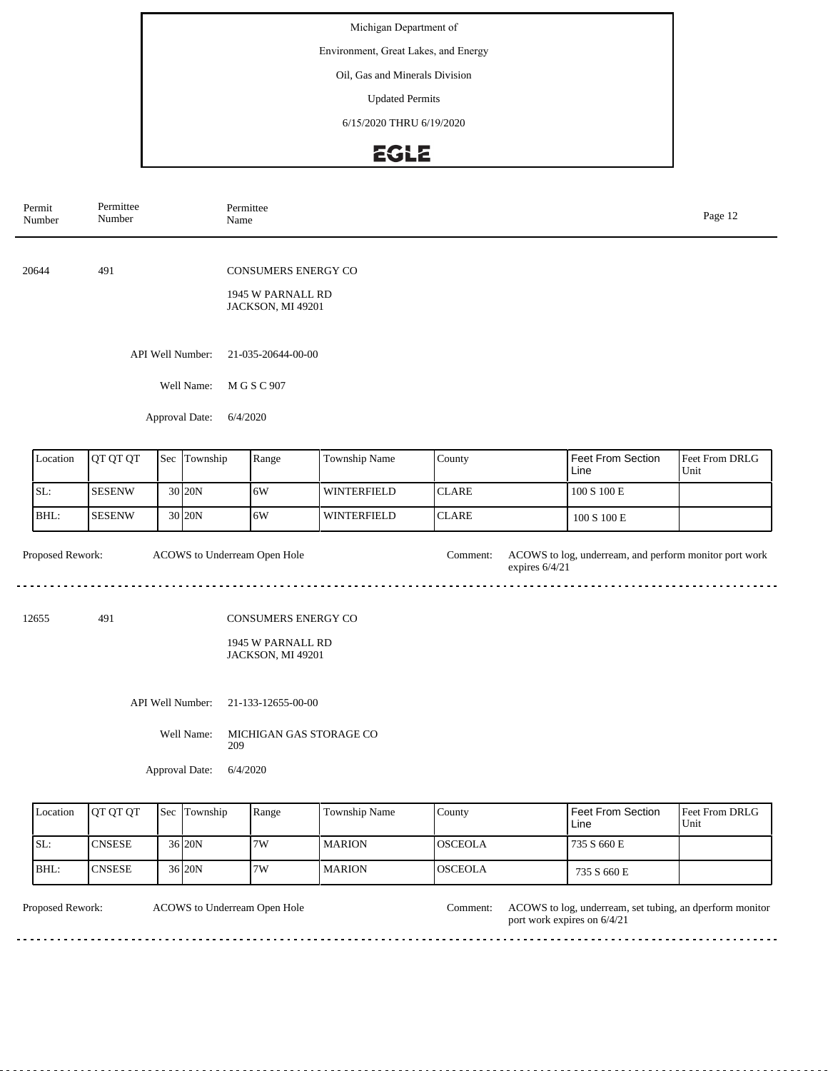Michigan Department of

Environment, Great Lakes, and Energy

Oil, Gas and Minerals Division

Updated Permits

6/15/2020 THRU 6/19/2020

EGLE

| Permit Number | Permittee Number | Permittee Name |
|---|---|---|

---

**20644** 491 **CONSUMERS ENERGY CO**

1945 W PARNALL RD
JACKSON, MI 49201

API Well Number: 21-035-20644-00-00

Well Name: M G S C 907

Approval Date: 6/4/2020

| Location | QT QT QT | Sec | Township | Range | Township Name | County | Feet From Section Line | Feet From DRLG Unit |
|---|---|---|---|---|---|---|---|---|
| SL: | SESENW | 30 | 20N | 6W | WINTERFIELD | CLARE | 100 S 100 E | |
| BHL: | SESENW | 30 | 20N | 6W | WINTERFIELD | CLARE | 100 S 100 E | |

Proposed Rework: ACOWS to Underream Open Hole

Comment: ACOWS to log, underream, and perform monitor port work expires 6/4/21

---

**12655** 491 **CONSUMERS ENERGY CO**

1945 W PARNALL RD
JACKSON, MI 49201

API Well Number: 21-133-12655-00-00

Well Name: MICHIGAN GAS STORAGE CO 209

Approval Date: 6/4/2020

| Location | QT QT QT | Sec | Township | Range | Township Name | County | Feet From Section Line | Feet From DRLG Unit |
|---|---|---|---|---|---|---|---|---|
| SL: | CNSESE | 36 | 20N | 7W | MARION | OSCEOLA | 735 S 660 E | |
| BHL: | CNSESE | 36 | 20N | 7W | MARION | OSCEOLA | 735 S 660 E | |

Proposed Rework: ACOWS to Underream Open Hole

Comment: ACOWS to log, underream, set tubing, an dperform monitor port work expires on 6/4/21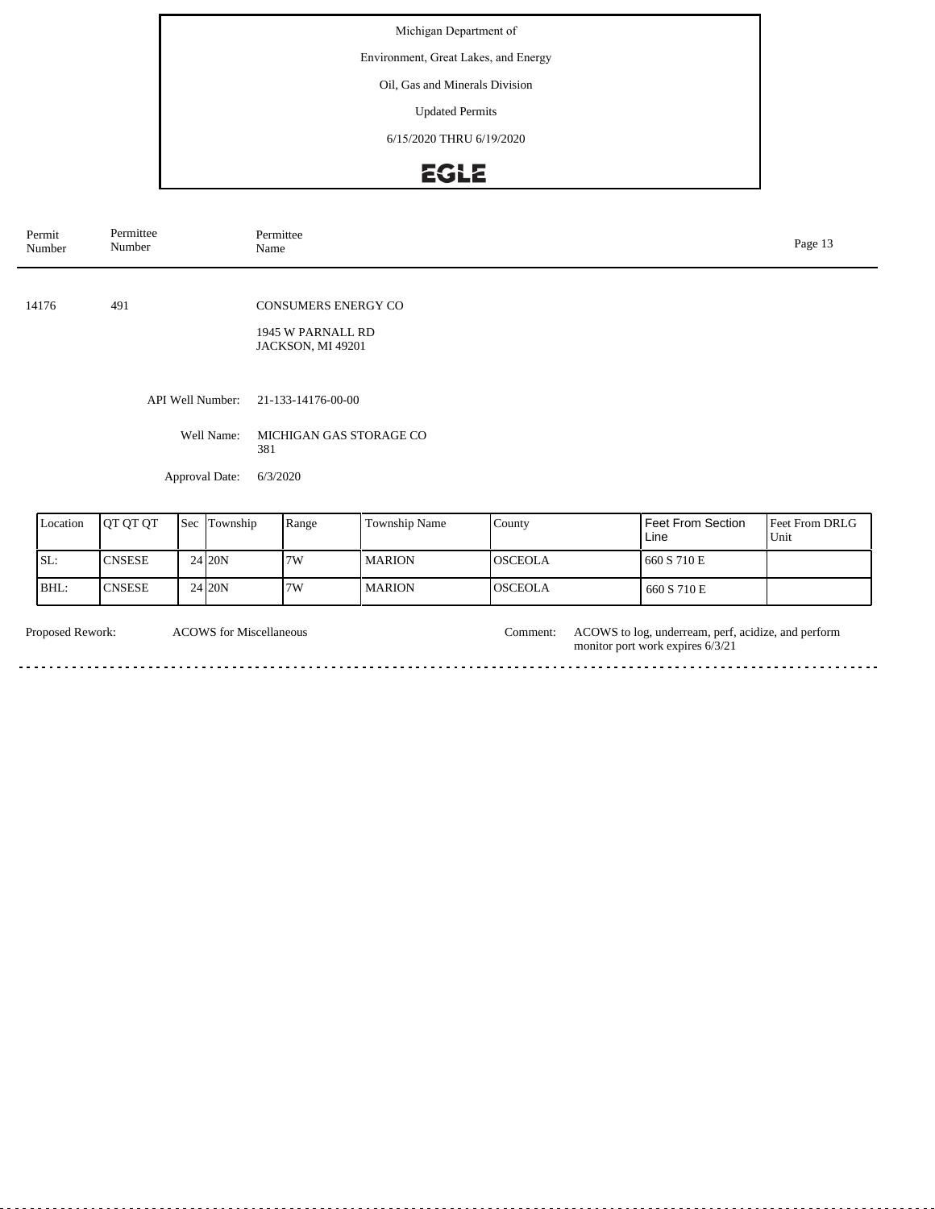Michigan Department of

Environment, Great Lakes, and Energy

Oil, Gas and Minerals Division

Updated Permits

6/15/2020 THRU 6/19/2020

EGLE

| Permit Number | Permittee Number | Permittee Name |
|---|---|---|
| 14176 | 491 | CONSUMERS ENERGY CO<br>1945 W PARNALL RD<br>JACKSON, MI 49201 |

API Well Number: 21-133-14176-00-00

Well Name: MICHIGAN GAS STORAGE CO 381

Approval Date: 6/3/2020

| Location | QT QT QT | Sec | Township | Range | Township Name | County | Feet From Section Line | Feet From DRLG Unit |
|---|---|---|---|---|---|---|---|---|
| SL: | CNSESE | 24 | 20N | 7W | MARION | OSCEOLA | 660 S 710 E | |
| BHL: | CNSESE | 24 | 20N | 7W | MARION | OSCEOLA | 660 S 710 E | |

Proposed Rework: ACOWS for Miscellaneous

Comment: ACOWS to log, underream, perf, acidize, and perform monitor port work expires 6/3/21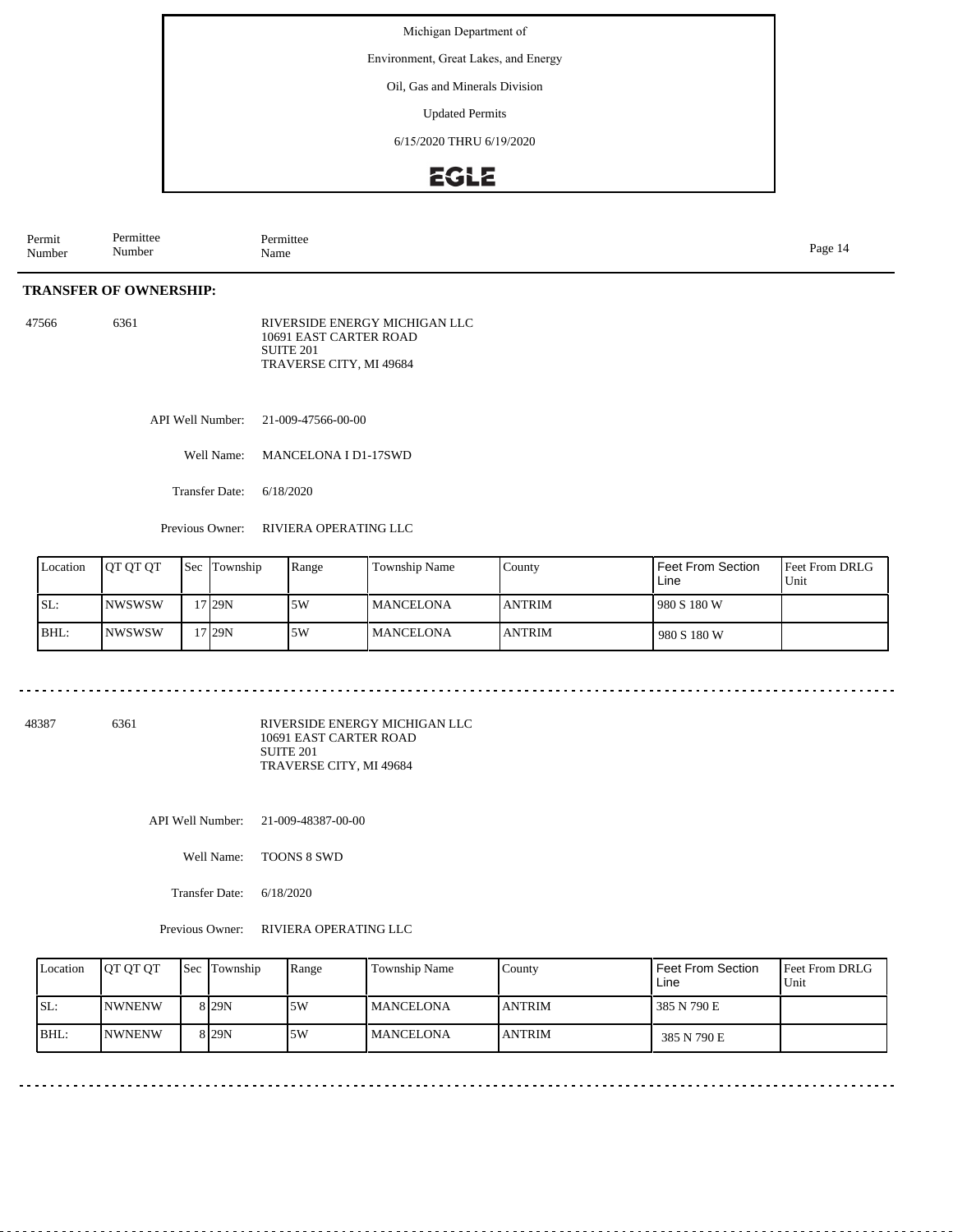Michigan Department of

Environment, Great Lakes, and Energy

Oil, Gas and Minerals Division

Updated Permits

6/15/2020 THRU 6/19/2020

| Permit Number | Permittee Number | Permittee Name |
|---|---|---|

**TRANSFER OF OWNERSHIP:**

47566 6361 RIVERSIDE ENERGY MICHIGAN LLC
10691 EAST CARTER ROAD
SUITE 201
TRAVERSE CITY, MI 49684

API Well Number: 21-009-47566-00-00

Well Name: MANCELONA I D1-17SWD

Transfer Date: 6/18/2020

Previous Owner: RIVIERA OPERATING LLC

| Location | QT QT QT | Sec | Township | Range | Township Name | County | Feet From Section Line | Feet From DRLG Unit |
|---|---|---|---|---|---|---|---|---|
| SL: | NWSWSW | 17 | 29N | 5W | MANCELONA | ANTRIM | 980 S 180 W | |
| BHL: | NWSWSW | 17 | 29N | 5W | MANCELONA | ANTRIM | 980 S 180 W | |

48387 6361 RIVERSIDE ENERGY MICHIGAN LLC
10691 EAST CARTER ROAD
SUITE 201
TRAVERSE CITY, MI 49684

API Well Number: 21-009-48387-00-00

Well Name: TOONS 8 SWD

Transfer Date: 6/18/2020

Previous Owner: RIVIERA OPERATING LLC

| Location | QT QT QT | Sec | Township | Range | Township Name | County | Feet From Section Line | Feet From DRLG Unit |
|---|---|---|---|---|---|---|---|---|
| SL: | NWNENW | 8 | 29N | 5W | MANCELONA | ANTRIM | 385 N 790 E | |
| BHL: | NWNENW | 8 | 29N | 5W | MANCELONA | ANTRIM | 385 N 790 E | |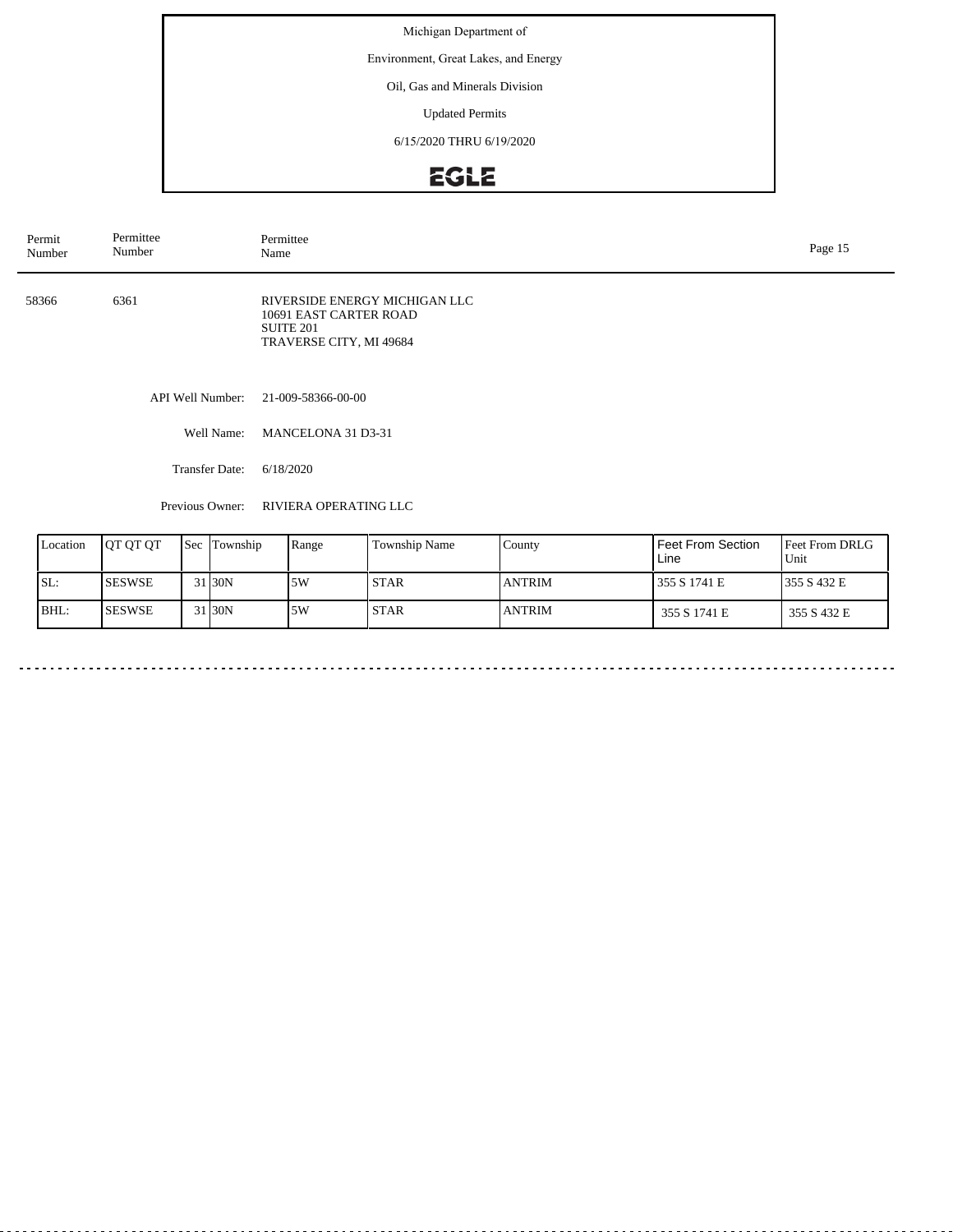Michigan Department of

Environment, Great Lakes, and Energy

Oil, Gas and Minerals Division

Updated Permits

6/15/2020 THRU 6/19/2020

EGLE

| Permit Number | Permittee Number | Permittee Name |
|---|---|---|
| 58366 | 6361 | RIVERSIDE ENERGY MICHIGAN LLC<br>10691 EAST CARTER ROAD<br>SUITE 201<br>TRAVERSE CITY, MI 49684 |

API Well Number: 21-009-58366-00-00

Well Name: MANCELONA 31 D3-31

Transfer Date: 6/18/2020

Previous Owner: RIVIERA OPERATING LLC

| Location | QT QT QT | Sec | Township | Range | Township Name | County | Feet From Section Line | Feet From DRLG Unit |
|---|---|---|---|---|---|---|---|---|
| SL: | SESWSE | 31 | 30N | 5W | STAR | ANTRIM | 355 S 1741 E | 355 S 432 E |
| BHL: | SESWSE | 31 | 30N | 5W | STAR | ANTRIM | 355 S 1741 E | 355 S 432 E |